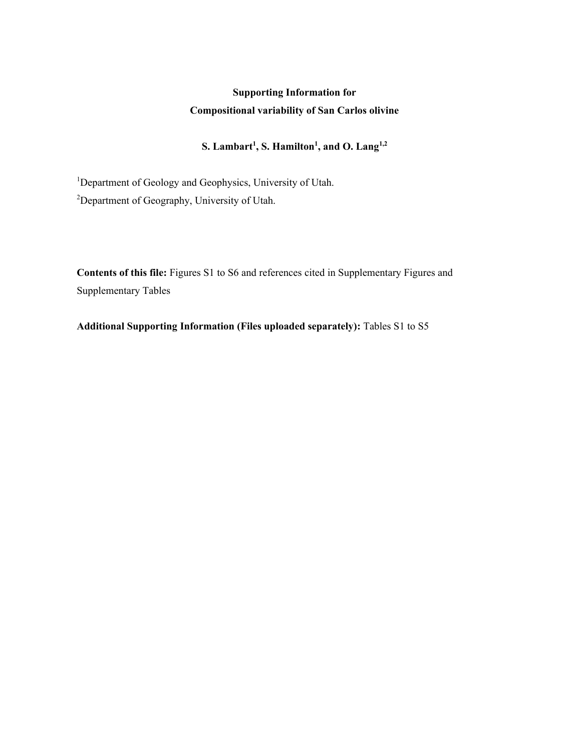# Supporting Information for
# Compositional variability of San Carlos olivine

**S. Lambart[1], S. Hamilton[1], and O. Lang[1,2]**

[1]Department of Geology and Geophysics, University of Utah.

[2]Department of Geography, University of Utah.

**Contents of this file:** Figures S1 to S6 and references cited in Supplementary Figures and Supplementary Tables

**Additional Supporting Information (Files uploaded separately):** Tables S1 to S5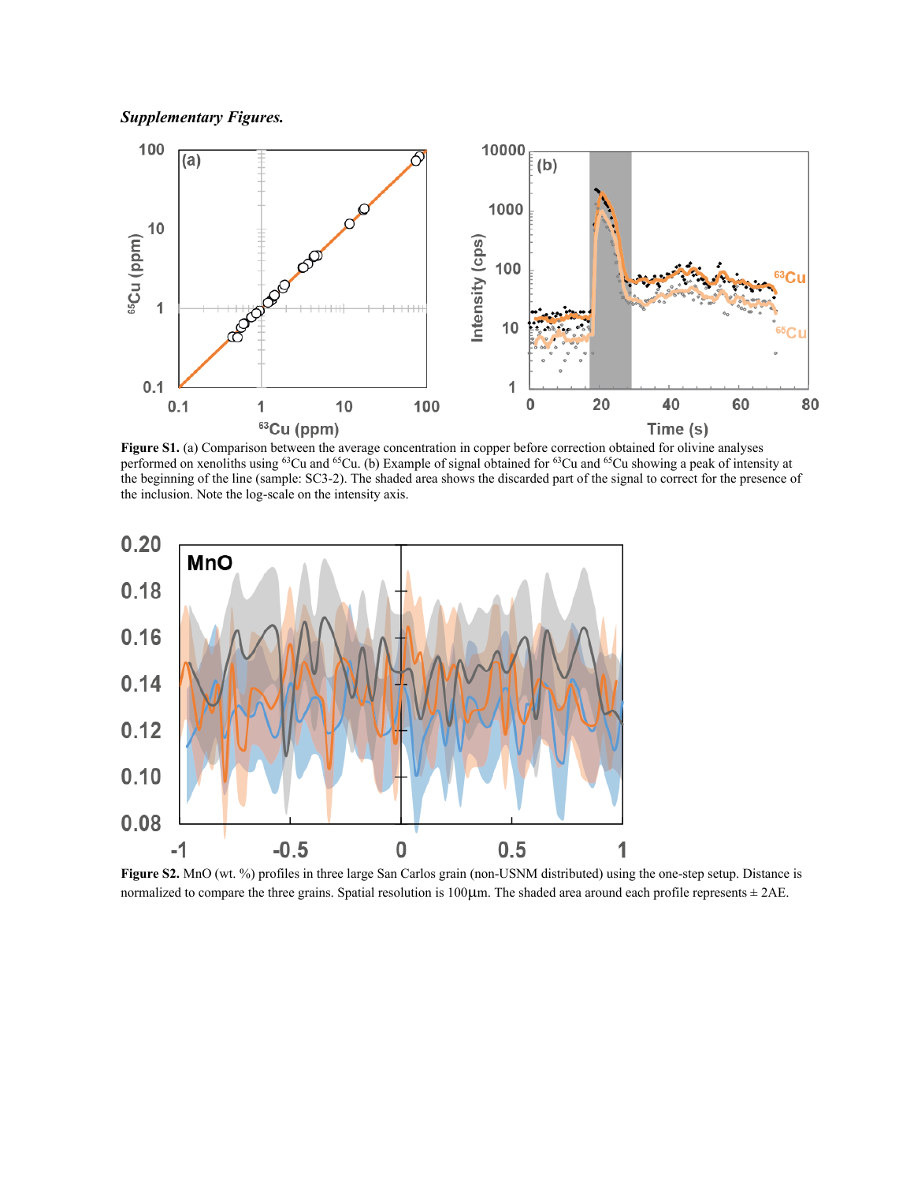***Supplementary Figures.***

**Figure S1.** (a) Comparison between the average concentration in copper before correction obtained for olivine analyses performed on xenoliths using $^{63}Cu$ and $^{65}Cu$. (b) Example of signal obtained for $^{63}Cu$ and $^{65}Cu$ showing a peak of intensity at the beginning of the line (sample: SC3-2). The shaded area shows the discarded part of the signal to correct for the presence of the inclusion. Note the log-scale on the intensity axis.

**Figure S2.** MnO (wt. %) profiles in three large San Carlos grain (non-USNM distributed) using the one-step setup. Distance is normalized to compare the three grains. Spatial resolution is 100μm. The shaded area around each profile represents ± 2AE.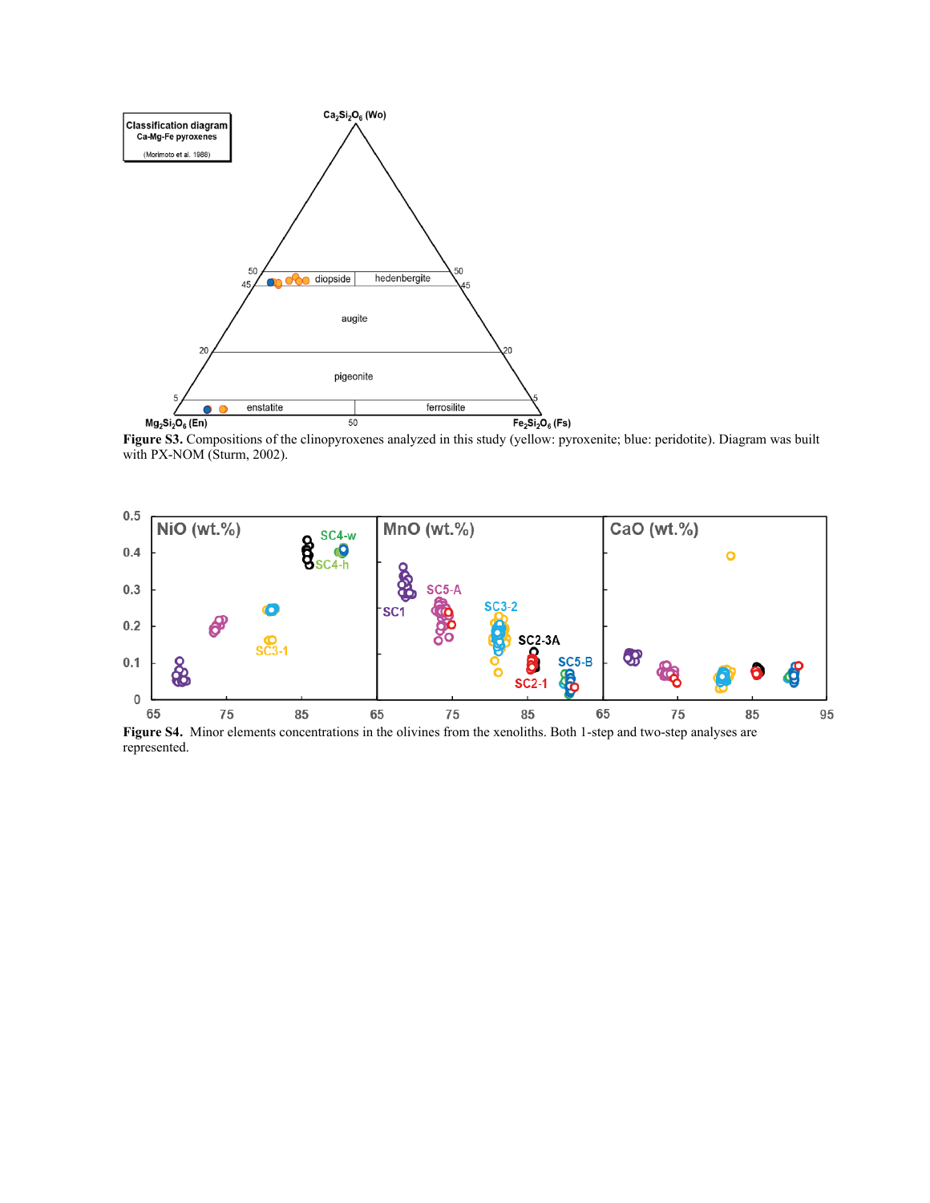**Figure S3.** Compositions of the clinopyroxenes analyzed in this study (yellow: pyroxenite; blue: peridotite). Diagram was built with PX-NOM (Sturm, 2002).

**Figure S4.** Minor elements concentrations in the olivines from the xenoliths. Both 1-step and two-step analyses are represented.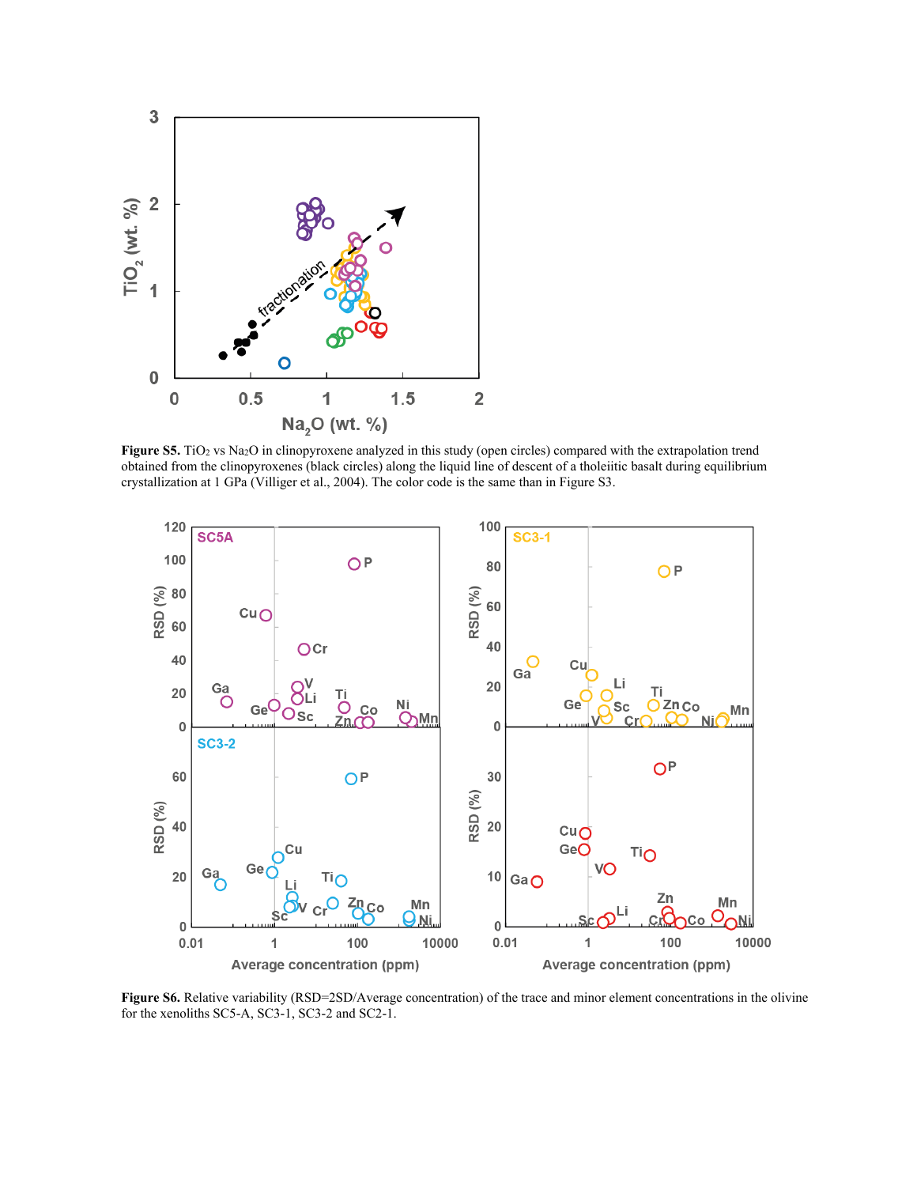**Figure S5.** $TiO_2$ vs $Na_2O$ in clinopyroxene analyzed in this study (open circles) compared with the extrapolation trend obtained from the clinopyroxenes (black circles) along the liquid line of descent of a tholeiitic basalt during equilibrium crystallization at 1 GPa (Villiger et al., 2004). The color code is the same than in Figure S3.

**Figure S6.** Relative variability (RSD=2SD/Average concentration) of the trace and minor element concentrations in the olivine for the xenoliths SC5-A, SC3-1, SC3-2 and SC2-1.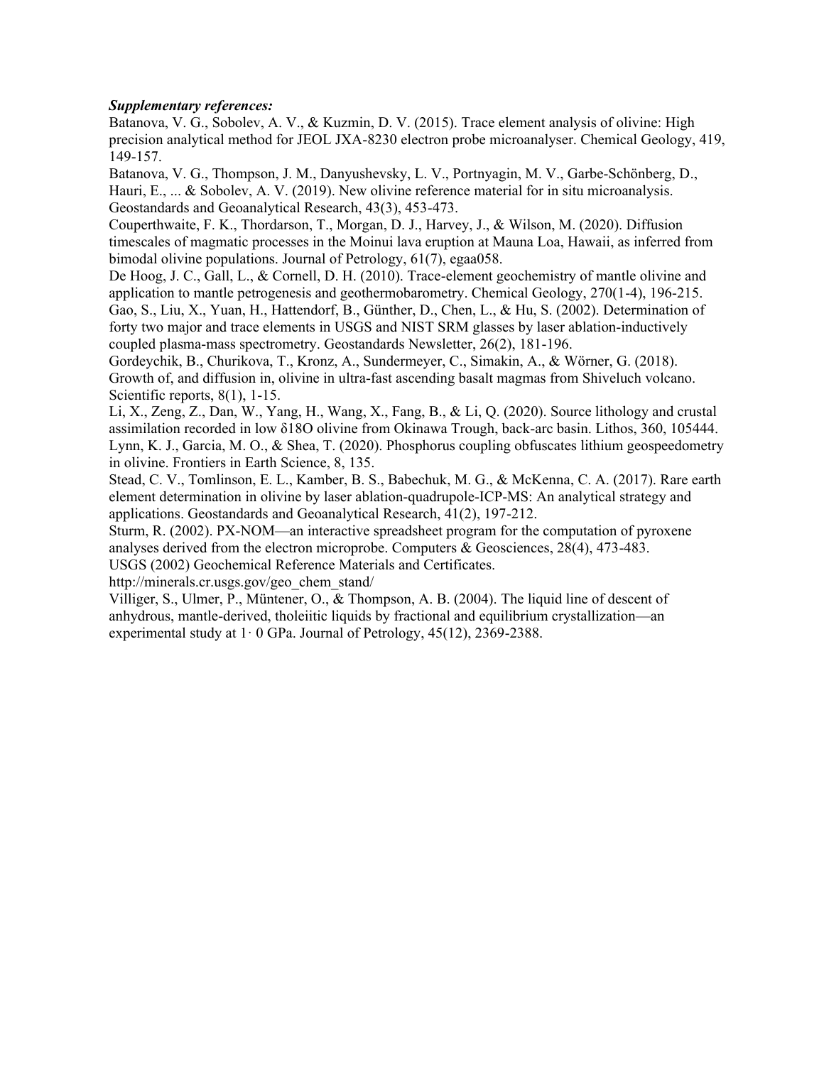***Supplementary references:***

Batanova, V. G., Sobolev, A. V., & Kuzmin, D. V. (2015). Trace element analysis of olivine: High precision analytical method for JEOL JXA-8230 electron probe microanalyser. Chemical Geology, 419, 149-157.

Batanova, V. G., Thompson, J. M., Danyushevsky, L. V., Portnyagin, M. V., Garbe-Schönberg, D., Hauri, E., ... & Sobolev, A. V. (2019). New olivine reference material for in situ microanalysis. Geostandards and Geoanalytical Research, 43(3), 453-473.

Couperthwaite, F. K., Thordarson, T., Morgan, D. J., Harvey, J., & Wilson, M. (2020). Diffusion timescales of magmatic processes in the Moinui lava eruption at Mauna Loa, Hawaii, as inferred from bimodal olivine populations. Journal of Petrology, 61(7), egaa058.

De Hoog, J. C., Gall, L., & Cornell, D. H. (2010). Trace-element geochemistry of mantle olivine and application to mantle petrogenesis and geothermobarometry. Chemical Geology, 270(1-4), 196-215.

Gao, S., Liu, X., Yuan, H., Hattendorf, B., Günther, D., Chen, L., & Hu, S. (2002). Determination of forty two major and trace elements in USGS and NIST SRM glasses by laser ablation-inductively coupled plasma-mass spectrometry. Geostandards Newsletter, 26(2), 181-196.

Gordeychik, B., Churikova, T., Kronz, A., Sundermeyer, C., Simakin, A., & Wörner, G. (2018). Growth of, and diffusion in, olivine in ultra-fast ascending basalt magmas from Shiveluch volcano. Scientific reports, 8(1), 1-15.

Li, X., Zeng, Z., Dan, W., Yang, H., Wang, X., Fang, B., & Li, Q. (2020). Source lithology and crustal assimilation recorded in low δ18O olivine from Okinawa Trough, back-arc basin. Lithos, 360, 105444.

Lynn, K. J., Garcia, M. O., & Shea, T. (2020). Phosphorus coupling obfuscates lithium geospeedometry in olivine. Frontiers in Earth Science, 8, 135.

Stead, C. V., Tomlinson, E. L., Kamber, B. S., Babechuk, M. G., & McKenna, C. A. (2017). Rare earth element determination in olivine by laser ablation-quadrupole-ICP-MS: An analytical strategy and applications. Geostandards and Geoanalytical Research, 41(2), 197-212.

Sturm, R. (2002). PX-NOM—an interactive spreadsheet program for the computation of pyroxene analyses derived from the electron microprobe. Computers & Geosciences, 28(4), 473-483.

USGS (2002) Geochemical Reference Materials and Certificates. http://minerals.cr.usgs.gov/geo_chem_stand/

Villiger, S., Ulmer, P., Müntener, O., & Thompson, A. B. (2004). The liquid line of descent of anhydrous, mantle-derived, tholeiitic liquids by fractional and equilibrium crystallization—an experimental study at 1· 0 GPa. Journal of Petrology, 45(12), 2369-2388.